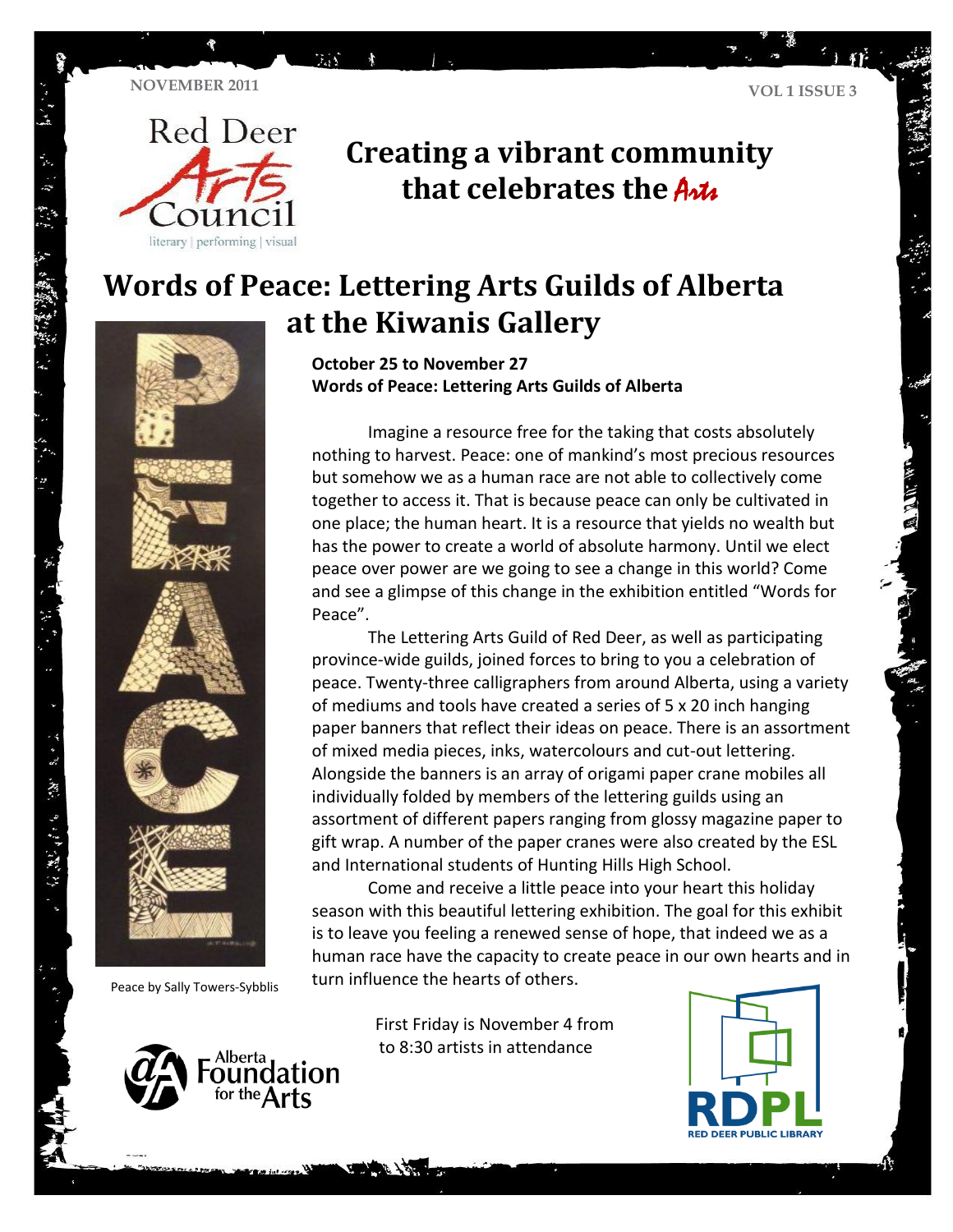NOVEMBER 2011

VOL 1 ISSUE 3

Red Deer Arts Council
literary | performing | visual

# Creating a vibrant community that celebrates the Arts

## Words of Peace: Lettering Arts Guilds of Alberta at the Kiwanis Gallery

**October 25 to November 27**
**Words of Peace: Lettering Arts Guilds of Alberta**

Imagine a resource free for the taking that costs absolutely nothing to harvest. Peace: one of mankind's most precious resources but somehow we as a human race are not able to collectively come together to access it. That is because peace can only be cultivated in one place; the human heart. It is a resource that yields no wealth but has the power to create a world of absolute harmony. Until we elect peace over power are we going to see a change in this world? Come and see a glimpse of this change in the exhibition entitled "Words for Peace".

The Lettering Arts Guild of Red Deer, as well as participating province-wide guilds, joined forces to bring to you a celebration of peace. Twenty-three calligraphers from around Alberta, using a variety of mediums and tools have created a series of 5 x 20 inch hanging paper banners that reflect their ideas on peace. There is an assortment of mixed media pieces, inks, watercolours and cut-out lettering. Alongside the banners is an array of origami paper crane mobiles all individually folded by members of the lettering guilds using an assortment of different papers ranging from glossy magazine paper to gift wrap. A number of the paper cranes were also created by the ESL and International students of Hunting Hills High School.

Come and receive a little peace into your heart this holiday season with this beautiful lettering exhibition. The goal for this exhibit is to leave you feeling a renewed sense of hope, that indeed we as a human race have the capacity to create peace in our own hearts and in turn influence the hearts of others.

Peace by Sally Towers-Sybblis

First Friday is November 4 from to 8:30 artists in attendance

Alberta Foundation for the Arts

RDPL RED DEER PUBLIC LIBRARY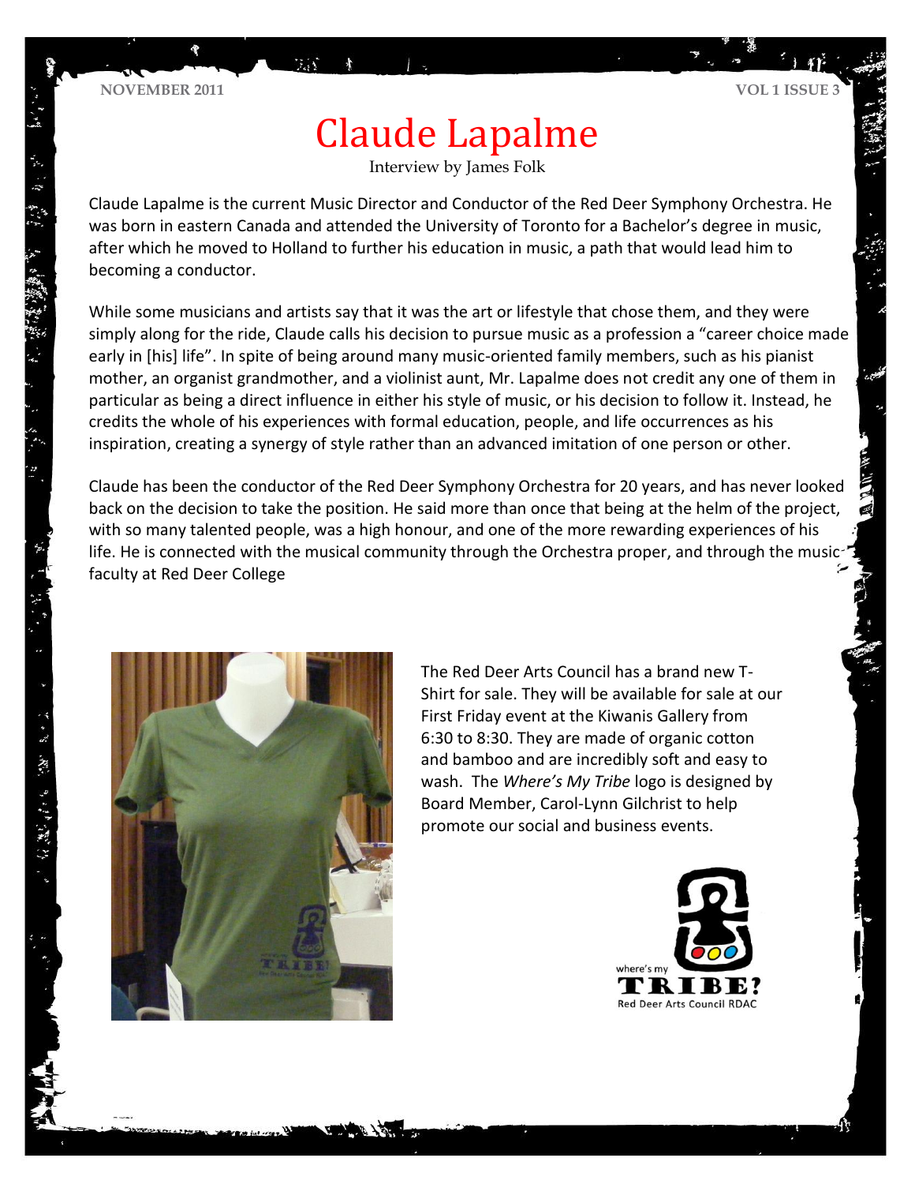# Claude Lapalme

Interview by James Folk

Claude Lapalme is the current Music Director and Conductor of the Red Deer Symphony Orchestra. He was born in eastern Canada and attended the University of Toronto for a Bachelor's degree in music, after which he moved to Holland to further his education in music, a path that would lead him to becoming a conductor.

While some musicians and artists say that it was the art or lifestyle that chose them, and they were simply along for the ride, Claude calls his decision to pursue music as a profession a "career choice made early in [his] life". In spite of being around many music-oriented family members, such as his pianist mother, an organist grandmother, and a violinist aunt, Mr. Lapalme does not credit any one of them in particular as being a direct influence in either his style of music, or his decision to follow it. Instead, he credits the whole of his experiences with formal education, people, and life occurrences as his inspiration, creating a synergy of style rather than an advanced imitation of one person or other.

Claude has been the conductor of the Red Deer Symphony Orchestra for 20 years, and has never looked back on the decision to take the position. He said more than once that being at the helm of the project, with so many talented people, was a high honour, and one of the more rewarding experiences of his life. He is connected with the musical community through the Orchestra proper, and through the music faculty at Red Deer College

The Red Deer Arts Council has a brand new T-Shirt for sale. They will be available for sale at our First Friday event at the Kiwanis Gallery from 6:30 to 8:30. They are made of organic cotton and bamboo and are incredibly soft and easy to wash. The *Where's My Tribe* logo is designed by Board Member, Carol-Lynn Gilchrist to help promote our social and business events.

where's my TRIBE? Red Deer Arts Council RDAC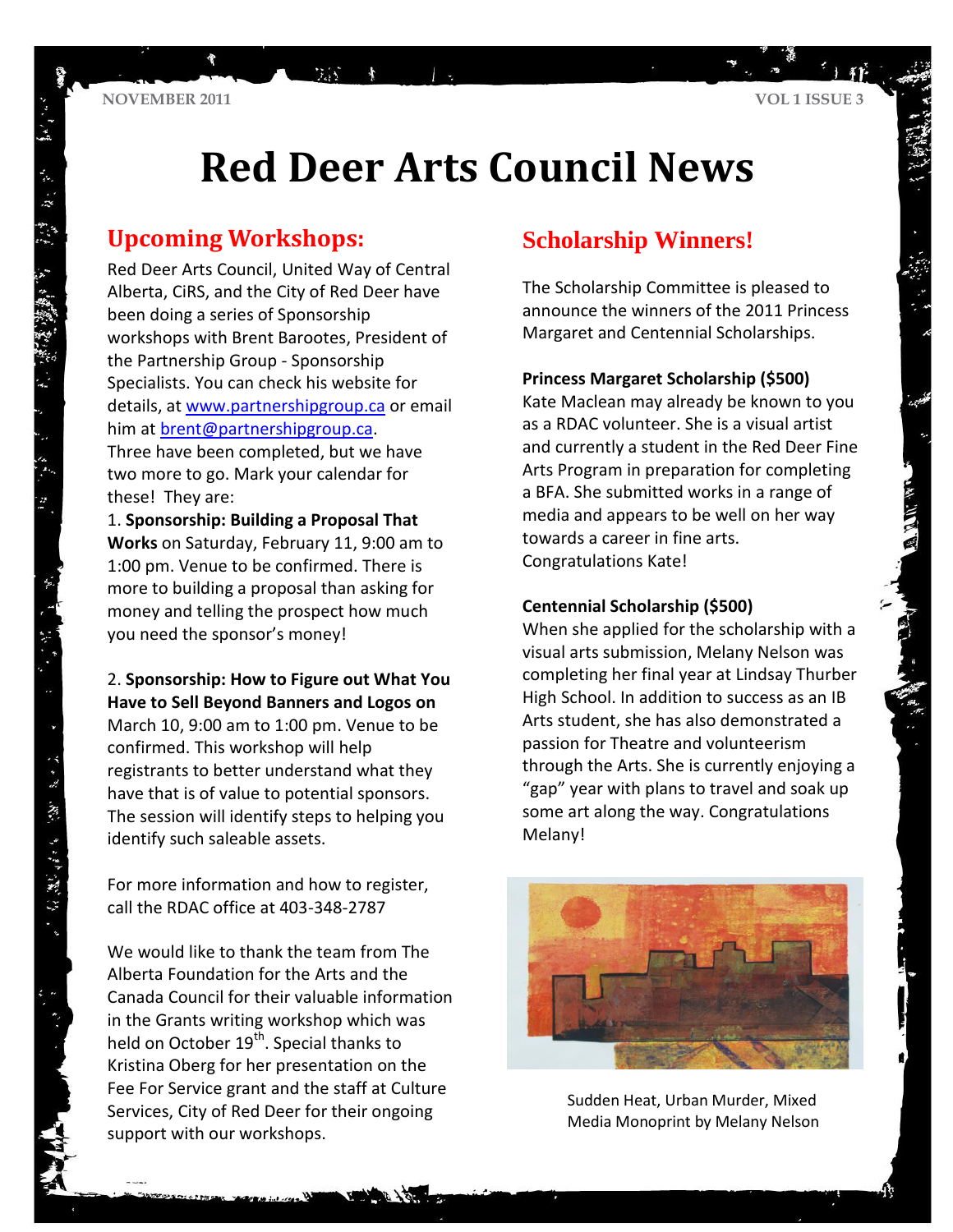# Red Deer Arts Council News

## Upcoming Workshops:

Red Deer Arts Council, United Way of Central Alberta, CiRS, and the City of Red Deer have been doing a series of Sponsorship workshops with Brent Barootes, President of the Partnership Group - Sponsorship Specialists. You can check his website for details, at www.partnershipgroup.ca or email him at brent@partnershipgroup.ca. Three have been completed, but we have two more to go. Mark your calendar for these! They are:

1. **Sponsorship: Building a Proposal That Works** on Saturday, February 11, 9:00 am to 1:00 pm. Venue to be confirmed. There is more to building a proposal than asking for money and telling the prospect how much you need the sponsor's money!

2. **Sponsorship: How to Figure out What You Have to Sell Beyond Banners and Logos on** March 10, 9:00 am to 1:00 pm. Venue to be confirmed. This workshop will help registrants to better understand what they have that is of value to potential sponsors. The session will identify steps to helping you identify such saleable assets.

For more information and how to register, call the RDAC office at 403-348-2787

We would like to thank the team from The Alberta Foundation for the Arts and the Canada Council for their valuable information in the Grants writing workshop which was held on October 19th. Special thanks to Kristina Oberg for her presentation on the Fee For Service grant and the staff at Culture Services, City of Red Deer for their ongoing support with our workshops.

## Scholarship Winners!

The Scholarship Committee is pleased to announce the winners of the 2011 Princess Margaret and Centennial Scholarships.

**Princess Margaret Scholarship ($500)**

Kate Maclean may already be known to you as a RDAC volunteer. She is a visual artist and currently a student in the Red Deer Fine Arts Program in preparation for completing a BFA. She submitted works in a range of media and appears to be well on her way towards a career in fine arts. Congratulations Kate!

**Centennial Scholarship ($500)**

When she applied for the scholarship with a visual arts submission, Melany Nelson was completing her final year at Lindsay Thurber High School. In addition to success as an IB Arts student, she has also demonstrated a passion for Theatre and volunteerism through the Arts. She is currently enjoying a "gap" year with plans to travel and soak up some art along the way. Congratulations Melany!

Sudden Heat, Urban Murder, Mixed Media Monoprint by Melany Nelson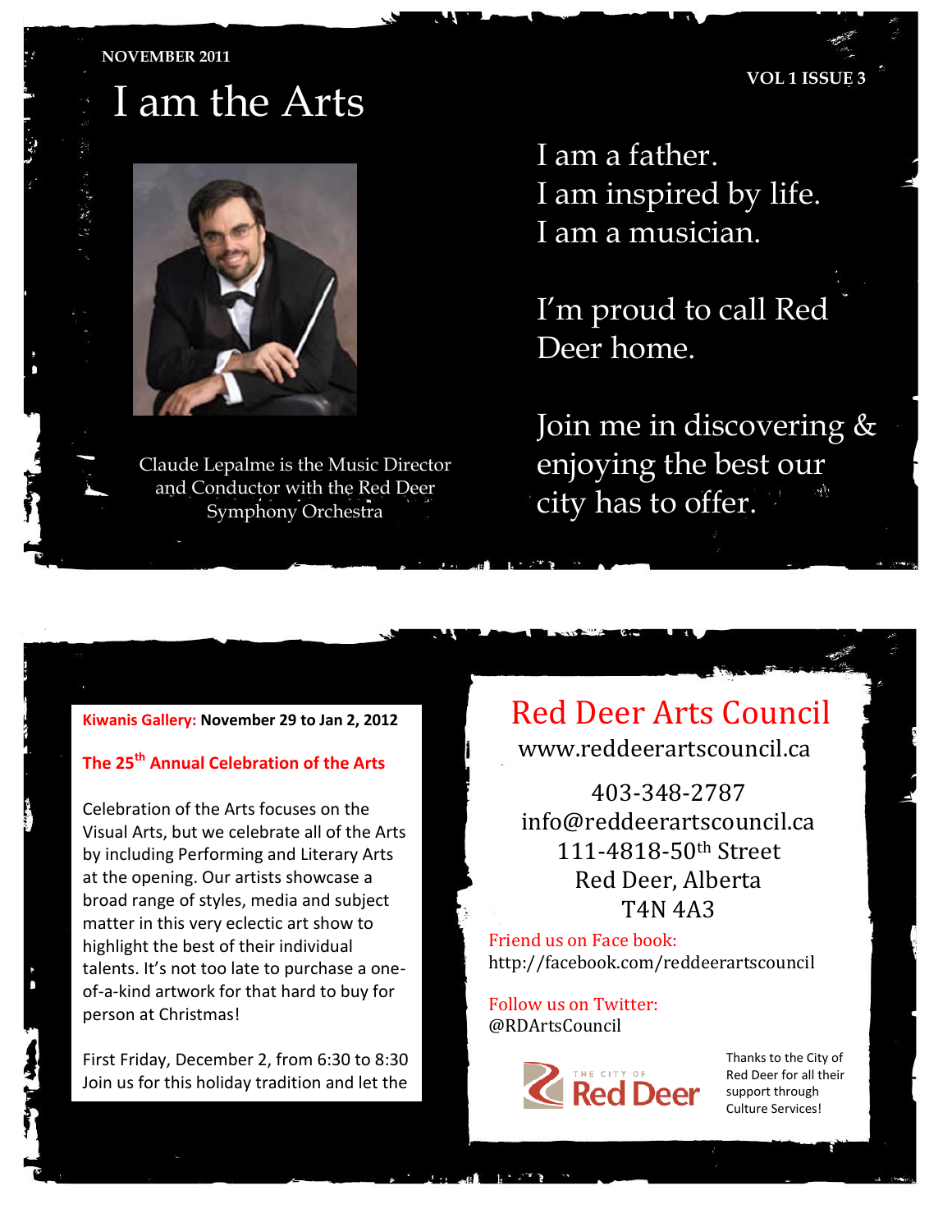NOVEMBER 2011

# I am the Arts

VOL 1 ISSUE 3

Claude Lepalme is the Music Director and Conductor with the Red Deer Symphony Orchestra

I am a father.
I am inspired by life.
I am a musician.

I'm proud to call Red Deer home.

Join me in discovering & enjoying the best our city has to offer.

**Kiwanis Gallery: November 29 to Jan 2, 2012**

**The 25th Annual Celebration of the Arts**

Celebration of the Arts focuses on the Visual Arts, but we celebrate all of the Arts by including Performing and Literary Arts at the opening. Our artists showcase a broad range of styles, media and subject matter in this very eclectic art show to highlight the best of their individual talents. It's not too late to purchase a one-of-a-kind artwork for that hard to buy for person at Christmas!

First Friday, December 2, from 6:30 to 8:30 Join us for this holiday tradition and let the

## Red Deer Arts Council

www.reddeerartscouncil.ca

403-348-2787
info@reddeerartscouncil.ca
111-4818-50th Street
Red Deer, Alberta
T4N 4A3

Friend us on Face book:
http://facebook.com/reddeerartscouncil

Follow us on Twitter:
@RDArtsCouncil

THE CITY OF Red Deer

Thanks to the City of Red Deer for all their support through Culture Services!